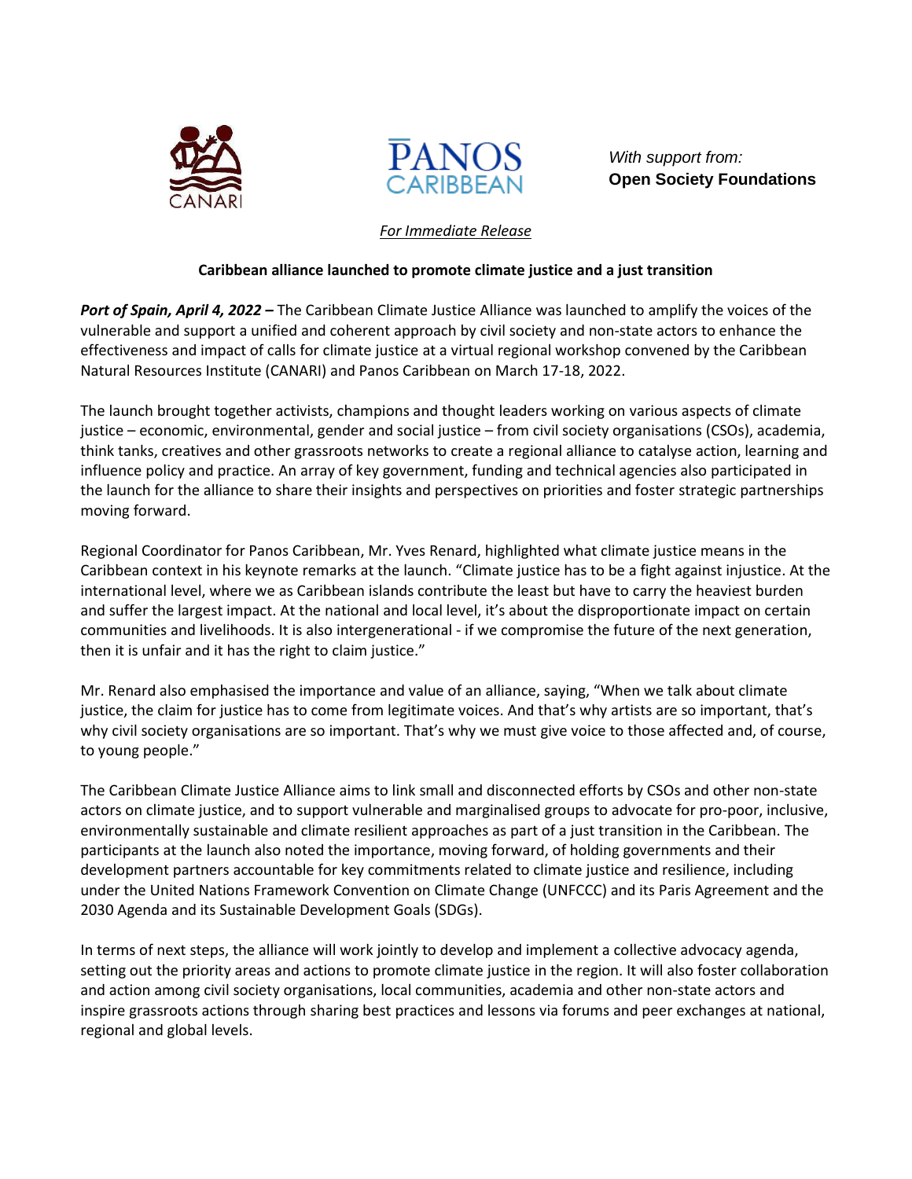CANARI

PANOS CARIBBEAN

*With support from:*
**Open Society Foundations**

*For Immediate Release*

**Caribbean alliance launched to promote climate justice and a just transition**

***Port of Spain, April 4, 2022 –*** The Caribbean Climate Justice Alliance was launched to amplify the voices of the vulnerable and support a unified and coherent approach by civil society and non-state actors to enhance the effectiveness and impact of calls for climate justice at a virtual regional workshop convened by the Caribbean Natural Resources Institute (CANARI) and Panos Caribbean on March 17-18, 2022.

The launch brought together activists, champions and thought leaders working on various aspects of climate justice – economic, environmental, gender and social justice – from civil society organisations (CSOs), academia, think tanks, creatives and other grassroots networks to create a regional alliance to catalyse action, learning and influence policy and practice. An array of key government, funding and technical agencies also participated in the launch for the alliance to share their insights and perspectives on priorities and foster strategic partnerships moving forward.

Regional Coordinator for Panos Caribbean, Mr. Yves Renard, highlighted what climate justice means in the Caribbean context in his keynote remarks at the launch. "Climate justice has to be a fight against injustice. At the international level, where we as Caribbean islands contribute the least but have to carry the heaviest burden and suffer the largest impact. At the national and local level, it's about the disproportionate impact on certain communities and livelihoods. It is also intergenerational - if we compromise the future of the next generation, then it is unfair and it has the right to claim justice."

Mr. Renard also emphasised the importance and value of an alliance, saying, "When we talk about climate justice, the claim for justice has to come from legitimate voices. And that's why artists are so important, that's why civil society organisations are so important. That's why we must give voice to those affected and, of course, to young people."

The Caribbean Climate Justice Alliance aims to link small and disconnected efforts by CSOs and other non-state actors on climate justice, and to support vulnerable and marginalised groups to advocate for pro-poor, inclusive, environmentally sustainable and climate resilient approaches as part of a just transition in the Caribbean. The participants at the launch also noted the importance, moving forward, of holding governments and their development partners accountable for key commitments related to climate justice and resilience, including under the United Nations Framework Convention on Climate Change (UNFCCC) and its Paris Agreement and the 2030 Agenda and its Sustainable Development Goals (SDGs).

In terms of next steps, the alliance will work jointly to develop and implement a collective advocacy agenda, setting out the priority areas and actions to promote climate justice in the region. It will also foster collaboration and action among civil society organisations, local communities, academia and other non-state actors and inspire grassroots actions through sharing best practices and lessons via forums and peer exchanges at national, regional and global levels.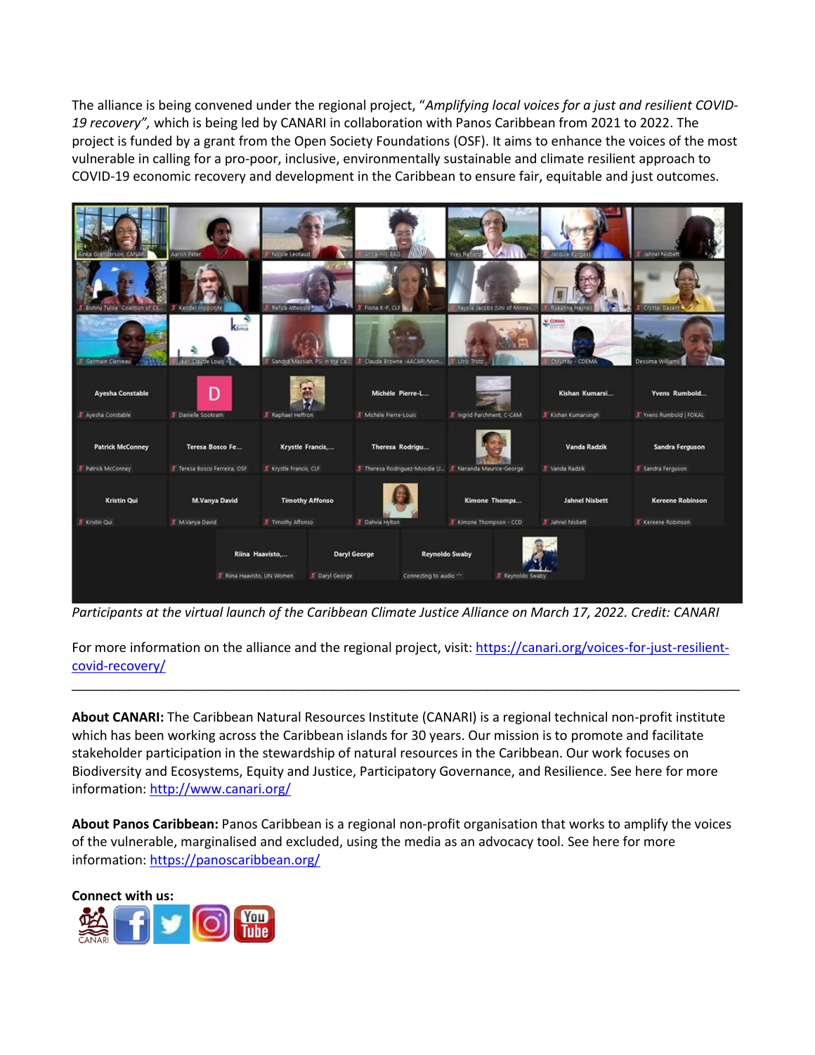The alliance is being convened under the regional project, "*Amplifying local voices for a just and resilient COVID-19 recovery",* which is being led by CANARI in collaboration with Panos Caribbean from 2021 to 2022. The project is funded by a grant from the Open Society Foundations (OSF). It aims to enhance the voices of the most vulnerable in calling for a pro-poor, inclusive, environmentally sustainable and climate resilient approach to COVID-19 economic recovery and development in the Caribbean to ensure fair, equitable and just outcomes.

*Participants at the virtual launch of the Caribbean Climate Justice Alliance on March 17, 2022. Credit: CANARI*

For more information on the alliance and the regional project, visit: https://canari.org/voices-for-just-resilient-covid-recovery/

---

**About CANARI:** The Caribbean Natural Resources Institute (CANARI) is a regional technical non-profit institute which has been working across the Caribbean islands for 30 years. Our mission is to promote and facilitate stakeholder participation in the stewardship of natural resources in the Caribbean. Our work focuses on Biodiversity and Ecosystems, Equity and Justice, Participatory Governance, and Resilience. See here for more information: http://www.canari.org/

**About Panos Caribbean:** Panos Caribbean is a regional non-profit organisation that works to amplify the voices of the vulnerable, marginalised and excluded, using the media as an advocacy tool. See here for more information: https://panoscaribbean.org/

**Connect with us:**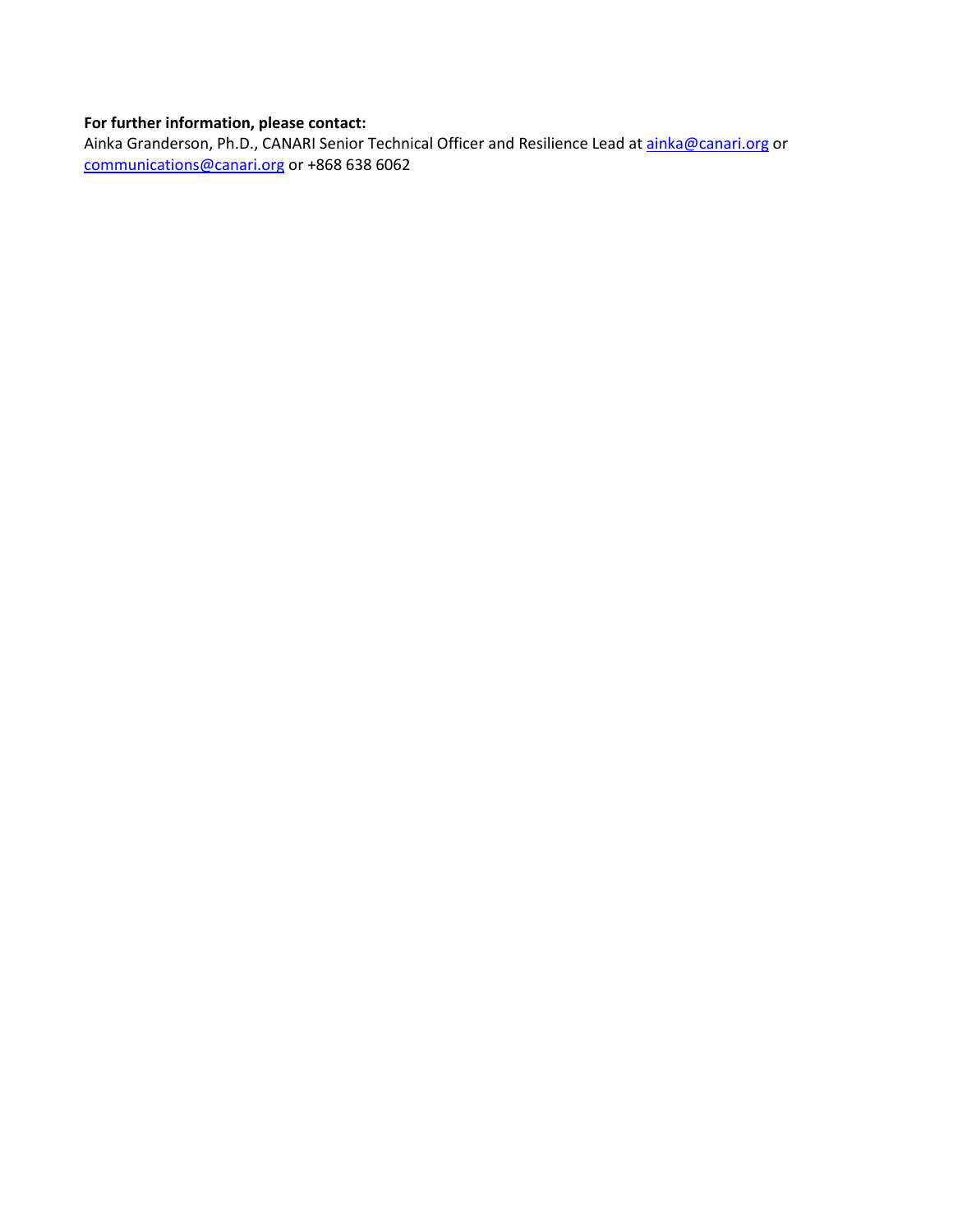**For further information, please contact:**

Ainka Granderson, Ph.D., CANARI Senior Technical Officer and Resilience Lead at ainka@canari.org or communications@canari.org or +868 638 6062